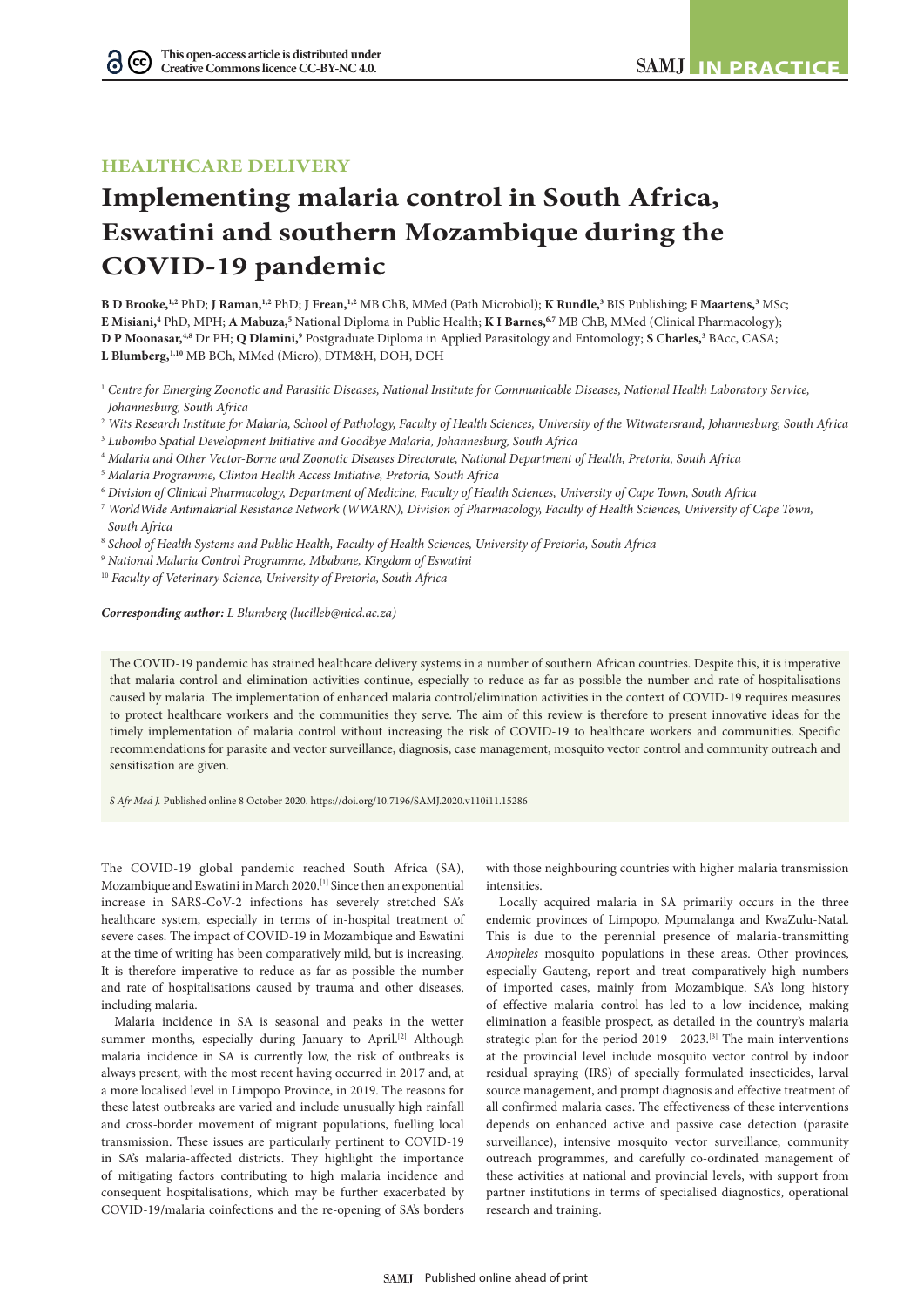This open-access article is distributed under Creative Commons licence CC-BY-NC 4.0.

HEALTHCARE DELIVERY

# Implementing malaria control in South Africa, Eswatini and southern Mozambique during the COVID-19 pandemic

**B D Brooke,**[1,2] PhD; **J Raman,**[1,2] PhD; **J Frean,**[1,2] MB ChB, MMed (Path Microbiol); **K Rundle,**[3] BIS Publishing; **F Maartens,**[3] MSc; **E Misiani,**[4] PhD, MPH; **A Mabuza,**[5] National Diploma in Public Health; **K I Barnes,**[6,7] MB ChB, MMed (Clinical Pharmacology); **D P Moonasar,**[4,8] Dr PH; **Q Dlamini,**[9] Postgraduate Diploma in Applied Parasitology and Entomology; **S Charles,**[3] BAcc, CASA; **L Blumberg,**[1,10] MB BCh, MMed (Micro), DTM&H, DOH, DCH

[1] *Centre for Emerging Zoonotic and Parasitic Diseases, National Institute for Communicable Diseases, National Health Laboratory Service, Johannesburg, South Africa*
[2] *Wits Research Institute for Malaria, School of Pathology, Faculty of Health Sciences, University of the Witwatersrand, Johannesburg, South Africa*
[3] *Lubombo Spatial Development Initiative and Goodbye Malaria, Johannesburg, South Africa*
[4] *Malaria and Other Vector-Borne and Zoonotic Diseases Directorate, National Department of Health, Pretoria, South Africa*
[5] *Malaria Programme, Clinton Health Access Initiative, Pretoria, South Africa*
[6] *Division of Clinical Pharmacology, Department of Medicine, Faculty of Health Sciences, University of Cape Town, South Africa*
[7] *WorldWide Antimalarial Resistance Network (WWARN), Division of Pharmacology, Faculty of Health Sciences, University of Cape Town, South Africa*
[8] *School of Health Systems and Public Health, Faculty of Health Sciences, University of Pretoria, South Africa*
[9] *National Malaria Control Programme, Mbabane, Kingdom of Eswatini*
[10] *Faculty of Veterinary Science, University of Pretoria, South Africa*

***Corresponding author:*** *L Blumberg (lucilleb@nicd.ac.za)*

The COVID-19 pandemic has strained healthcare delivery systems in a number of southern African countries. Despite this, it is imperative that malaria control and elimination activities continue, especially to reduce as far as possible the number and rate of hospitalisations caused by malaria. The implementation of enhanced malaria control/elimination activities in the context of COVID-19 requires measures to protect healthcare workers and the communities they serve. The aim of this review is therefore to present innovative ideas for the timely implementation of malaria control without increasing the risk of COVID-19 to healthcare workers and communities. Specific recommendations for parasite and vector surveillance, diagnosis, case management, mosquito vector control and community outreach and sensitisation are given.

*S Afr Med J.* Published online 8 October 2020. https://doi.org/10.7196/SAMJ.2020.v110i11.15286

The COVID-19 global pandemic reached South Africa (SA), Mozambique and Eswatini in March 2020.[1] Since then an exponential increase in SARS-CoV-2 infections has severely stretched SA's healthcare system, especially in terms of in-hospital treatment of severe cases. The impact of COVID-19 in Mozambique and Eswatini at the time of writing has been comparatively mild, but is increasing. It is therefore imperative to reduce as far as possible the number and rate of hospitalisations caused by trauma and other diseases, including malaria.

Malaria incidence in SA is seasonal and peaks in the wetter summer months, especially during January to April.[2] Although malaria incidence in SA is currently low, the risk of outbreaks is always present, with the most recent having occurred in 2017 and, at a more localised level in Limpopo Province, in 2019. The reasons for these latest outbreaks are varied and include unusually high rainfall and cross-border movement of migrant populations, fuelling local transmission. These issues are particularly pertinent to COVID-19 in SA's malaria-affected districts. They highlight the importance of mitigating factors contributing to high malaria incidence and consequent hospitalisations, which may be further exacerbated by COVID-19/malaria coinfections and the re-opening of SA's borders with those neighbouring countries with higher malaria transmission intensities.

Locally acquired malaria in SA primarily occurs in the three endemic provinces of Limpopo, Mpumalanga and KwaZulu-Natal. This is due to the perennial presence of malaria-transmitting *Anopheles* mosquito populations in these areas. Other provinces, especially Gauteng, report and treat comparatively high numbers of imported cases, mainly from Mozambique. SA's long history of effective malaria control has led to a low incidence, making elimination a feasible prospect, as detailed in the country's malaria strategic plan for the period 2019 - 2023.[3] The main interventions at the provincial level include mosquito vector control by indoor residual spraying (IRS) of specially formulated insecticides, larval source management, and prompt diagnosis and effective treatment of all confirmed malaria cases. The effectiveness of these interventions depends on enhanced active and passive case detection (parasite surveillance), intensive mosquito vector surveillance, community outreach programmes, and carefully co-ordinated management of these activities at national and provincial levels, with support from partner institutions in terms of specialised diagnostics, operational research and training.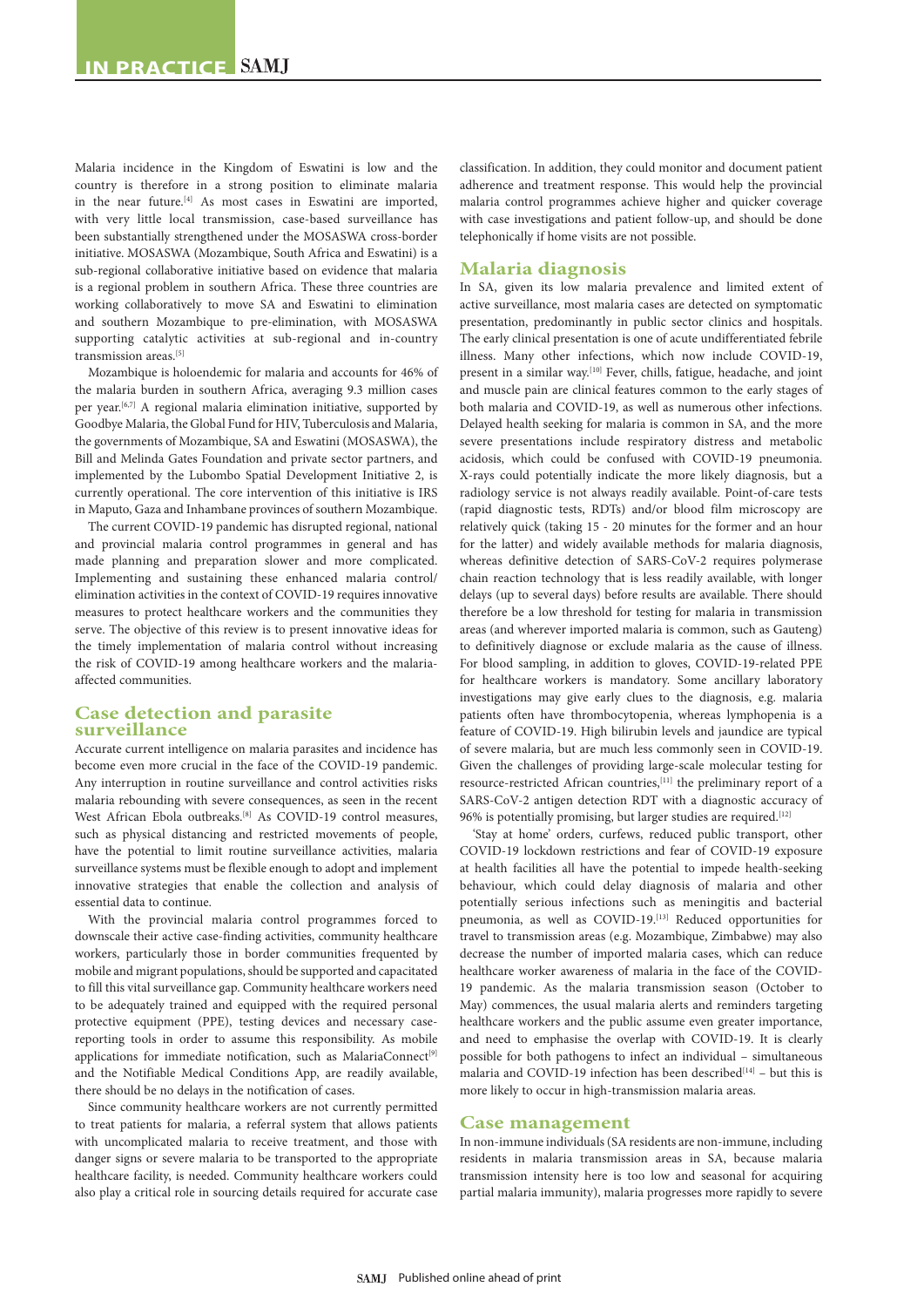Malaria incidence in the Kingdom of Eswatini is low and the country is therefore in a strong position to eliminate malaria in the near future.[4] As most cases in Eswatini are imported, with very little local transmission, case-based surveillance has been substantially strengthened under the MOSASWA cross-border initiative. MOSASWA (Mozambique, South Africa and Eswatini) is a sub-regional collaborative initiative based on evidence that malaria is a regional problem in southern Africa. These three countries are working collaboratively to move SA and Eswatini to elimination and southern Mozambique to pre-elimination, with MOSASWA supporting catalytic activities at sub-regional and in-country transmission areas.[5]

Mozambique is holoendemic for malaria and accounts for 46% of the malaria burden in southern Africa, averaging 9.3 million cases per year.[6,7] A regional malaria elimination initiative, supported by Goodbye Malaria, the Global Fund for HIV, Tuberculosis and Malaria, the governments of Mozambique, SA and Eswatini (MOSASWA), the Bill and Melinda Gates Foundation and private sector partners, and implemented by the Lubombo Spatial Development Initiative 2, is currently operational. The core intervention of this initiative is IRS in Maputo, Gaza and Inhambane provinces of southern Mozambique.

The current COVID-19 pandemic has disrupted regional, national and provincial malaria control programmes in general and has made planning and preparation slower and more complicated. Implementing and sustaining these enhanced malaria control/elimination activities in the context of COVID-19 requires innovative measures to protect healthcare workers and the communities they serve. The objective of this review is to present innovative ideas for the timely implementation of malaria control without increasing the risk of COVID-19 among healthcare workers and the malaria-affected communities.

## Case detection and parasite surveillance

Accurate current intelligence on malaria parasites and incidence has become even more crucial in the face of the COVID-19 pandemic. Any interruption in routine surveillance and control activities risks malaria rebounding with severe consequences, as seen in the recent West African Ebola outbreaks.[8] As COVID-19 control measures, such as physical distancing and restricted movements of people, have the potential to limit routine surveillance activities, malaria surveillance systems must be flexible enough to adopt and implement innovative strategies that enable the collection and analysis of essential data to continue.

With the provincial malaria control programmes forced to downscale their active case-finding activities, community healthcare workers, particularly those in border communities frequented by mobile and migrant populations, should be supported and capacitated to fill this vital surveillance gap. Community healthcare workers need to be adequately trained and equipped with the required personal protective equipment (PPE), testing devices and necessary case-reporting tools in order to assume this responsibility. As mobile applications for immediate notification, such as MalariaConnect[9] and the Notifiable Medical Conditions App, are readily available, there should be no delays in the notification of cases.

Since community healthcare workers are not currently permitted to treat patients for malaria, a referral system that allows patients with uncomplicated malaria to receive treatment, and those with danger signs or severe malaria to be transported to the appropriate healthcare facility, is needed. Community healthcare workers could also play a critical role in sourcing details required for accurate case classification. In addition, they could monitor and document patient adherence and treatment response. This would help the provincial malaria control programmes achieve higher and quicker coverage with case investigations and patient follow-up, and should be done telephonically if home visits are not possible.

## Malaria diagnosis

In SA, given its low malaria prevalence and limited extent of active surveillance, most malaria cases are detected on symptomatic presentation, predominantly in public sector clinics and hospitals. The early clinical presentation is one of acute undifferentiated febrile illness. Many other infections, which now include COVID-19, present in a similar way.[10] Fever, chills, fatigue, headache, and joint and muscle pain are clinical features common to the early stages of both malaria and COVID-19, as well as numerous other infections. Delayed health seeking for malaria is common in SA, and the more severe presentations include respiratory distress and metabolic acidosis, which could be confused with COVID-19 pneumonia. X-rays could potentially indicate the more likely diagnosis, but a radiology service is not always readily available. Point-of-care tests (rapid diagnostic tests, RDTs) and/or blood film microscopy are relatively quick (taking 15 - 20 minutes for the former and an hour for the latter) and widely available methods for malaria diagnosis, whereas definitive detection of SARS-CoV-2 requires polymerase chain reaction technology that is less readily available, with longer delays (up to several days) before results are available. There should therefore be a low threshold for testing for malaria in transmission areas (and wherever imported malaria is common, such as Gauteng) to definitively diagnose or exclude malaria as the cause of illness. For blood sampling, in addition to gloves, COVID-19-related PPE for healthcare workers is mandatory. Some ancillary laboratory investigations may give early clues to the diagnosis, e.g. malaria patients often have thrombocytopenia, whereas lymphopenia is a feature of COVID-19. High bilirubin levels and jaundice are typical of severe malaria, but are much less commonly seen in COVID-19. Given the challenges of providing large-scale molecular testing for resource-restricted African countries,[11] the preliminary report of a SARS-CoV-2 antigen detection RDT with a diagnostic accuracy of 96% is potentially promising, but larger studies are required.[12]

'Stay at home' orders, curfews, reduced public transport, other COVID-19 lockdown restrictions and fear of COVID-19 exposure at health facilities all have the potential to impede health-seeking behaviour, which could delay diagnosis of malaria and other potentially serious infections such as meningitis and bacterial pneumonia, as well as COVID-19.[13] Reduced opportunities for travel to transmission areas (e.g. Mozambique, Zimbabwe) may also decrease the number of imported malaria cases, which can reduce healthcare worker awareness of malaria in the face of the COVID-19 pandemic. As the malaria transmission season (October to May) commences, the usual malaria alerts and reminders targeting healthcare workers and the public assume even greater importance, and need to emphasise the overlap with COVID-19. It is clearly possible for both pathogens to infect an individual – simultaneous malaria and COVID-19 infection has been described[14] – but this is more likely to occur in high-transmission malaria areas.

## Case management

In non-immune individuals (SA residents are non-immune, including residents in malaria transmission areas in SA, because malaria transmission intensity here is too low and seasonal for acquiring partial malaria immunity), malaria progresses more rapidly to severe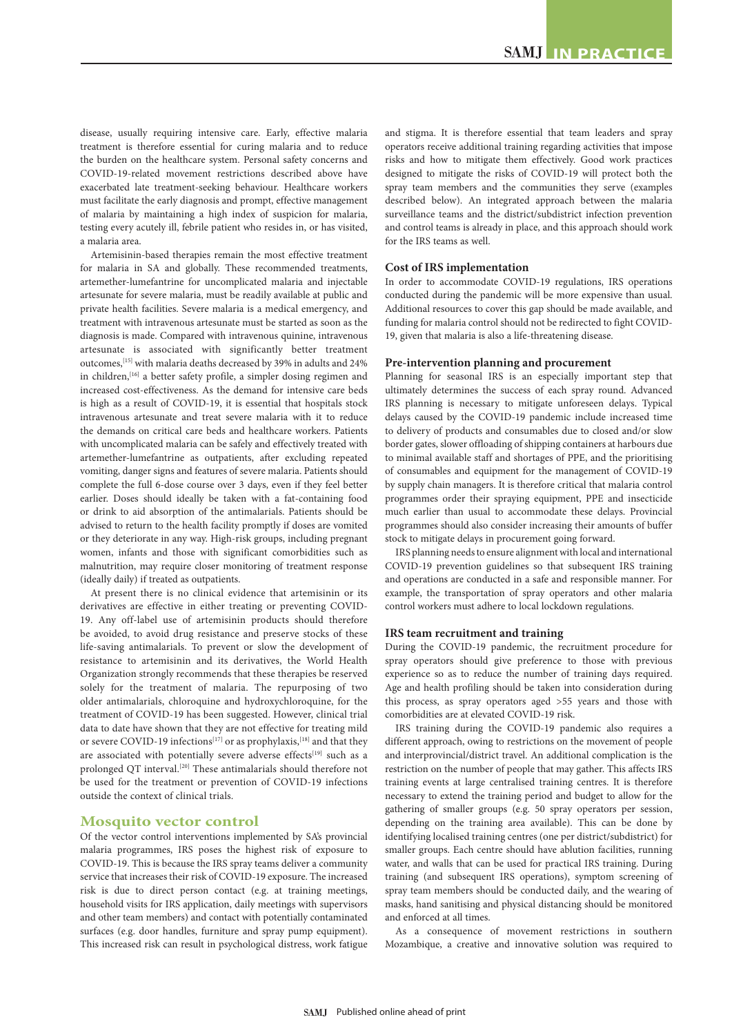disease, usually requiring intensive care. Early, effective malaria treatment is therefore essential for curing malaria and to reduce the burden on the healthcare system. Personal safety concerns and COVID-19-related movement restrictions described above have exacerbated late treatment-seeking behaviour. Healthcare workers must facilitate the early diagnosis and prompt, effective management of malaria by maintaining a high index of suspicion for malaria, testing every acutely ill, febrile patient who resides in, or has visited, a malaria area.

Artemisinin-based therapies remain the most effective treatment for malaria in SA and globally. These recommended treatments, artemether-lumefantrine for uncomplicated malaria and injectable artesunate for severe malaria, must be readily available at public and private health facilities. Severe malaria is a medical emergency, and treatment with intravenous artesunate must be started as soon as the diagnosis is made. Compared with intravenous quinine, intravenous artesunate is associated with significantly better treatment outcomes,[15] with malaria deaths decreased by 39% in adults and 24% in children,[16] a better safety profile, a simpler dosing regimen and increased cost-effectiveness. As the demand for intensive care beds is high as a result of COVID-19, it is essential that hospitals stock intravenous artesunate and treat severe malaria with it to reduce the demands on critical care beds and healthcare workers. Patients with uncomplicated malaria can be safely and effectively treated with artemether-lumefantrine as outpatients, after excluding repeated vomiting, danger signs and features of severe malaria. Patients should complete the full 6-dose course over 3 days, even if they feel better earlier. Doses should ideally be taken with a fat-containing food or drink to aid absorption of the antimalarials. Patients should be advised to return to the health facility promptly if doses are vomited or they deteriorate in any way. High-risk groups, including pregnant women, infants and those with significant comorbidities such as malnutrition, may require closer monitoring of treatment response (ideally daily) if treated as outpatients.

At present there is no clinical evidence that artemisinin or its derivatives are effective in either treating or preventing COVID-19. Any off-label use of artemisinin products should therefore be avoided, to avoid drug resistance and preserve stocks of these life-saving antimalarials. To prevent or slow the development of resistance to artemisinin and its derivatives, the World Health Organization strongly recommends that these therapies be reserved solely for the treatment of malaria. The repurposing of two older antimalarials, chloroquine and hydroxychloroquine, for the treatment of COVID-19 has been suggested. However, clinical trial data to date have shown that they are not effective for treating mild or severe COVID-19 infections[17] or as prophylaxis,[18] and that they are associated with potentially severe adverse effects[19] such as a prolonged QT interval.[20] These antimalarials should therefore not be used for the treatment or prevention of COVID-19 infections outside the context of clinical trials.

## Mosquito vector control

Of the vector control interventions implemented by SA's provincial malaria programmes, IRS poses the highest risk of exposure to COVID-19. This is because the IRS spray teams deliver a community service that increases their risk of COVID-19 exposure. The increased risk is due to direct person contact (e.g. at training meetings, household visits for IRS application, daily meetings with supervisors and other team members) and contact with potentially contaminated surfaces (e.g. door handles, furniture and spray pump equipment). This increased risk can result in psychological distress, work fatigue and stigma. It is therefore essential that team leaders and spray operators receive additional training regarding activities that impose risks and how to mitigate them effectively. Good work practices designed to mitigate the risks of COVID-19 will protect both the spray team members and the communities they serve (examples described below). An integrated approach between the malaria surveillance teams and the district/subdistrict infection prevention and control teams is already in place, and this approach should work for the IRS teams as well.

### Cost of IRS implementation

In order to accommodate COVID-19 regulations, IRS operations conducted during the pandemic will be more expensive than usual. Additional resources to cover this gap should be made available, and funding for malaria control should not be redirected to fight COVID-19, given that malaria is also a life-threatening disease.

### Pre-intervention planning and procurement

Planning for seasonal IRS is an especially important step that ultimately determines the success of each spray round. Advanced IRS planning is necessary to mitigate unforeseen delays. Typical delays caused by the COVID-19 pandemic include increased time to delivery of products and consumables due to closed and/or slow border gates, slower offloading of shipping containers at harbours due to minimal available staff and shortages of PPE, and the prioritising of consumables and equipment for the management of COVID-19 by supply chain managers. It is therefore critical that malaria control programmes order their spraying equipment, PPE and insecticide much earlier than usual to accommodate these delays. Provincial programmes should also consider increasing their amounts of buffer stock to mitigate delays in procurement going forward.

IRS planning needs to ensure alignment with local and international COVID-19 prevention guidelines so that subsequent IRS training and operations are conducted in a safe and responsible manner. For example, the transportation of spray operators and other malaria control workers must adhere to local lockdown regulations.

### IRS team recruitment and training

During the COVID-19 pandemic, the recruitment procedure for spray operators should give preference to those with previous experience so as to reduce the number of training days required. Age and health profiling should be taken into consideration during this process, as spray operators aged >55 years and those with comorbidities are at elevated COVID-19 risk.

IRS training during the COVID-19 pandemic also requires a different approach, owing to restrictions on the movement of people and interprovincial/district travel. An additional complication is the restriction on the number of people that may gather. This affects IRS training events at large centralised training centres. It is therefore necessary to extend the training period and budget to allow for the gathering of smaller groups (e.g. 50 spray operators per session, depending on the training area available). This can be done by identifying localised training centres (one per district/subdistrict) for smaller groups. Each centre should have ablution facilities, running water, and walls that can be used for practical IRS training. During training (and subsequent IRS operations), symptom screening of spray team members should be conducted daily, and the wearing of masks, hand sanitising and physical distancing should be monitored and enforced at all times.

As a consequence of movement restrictions in southern Mozambique, a creative and innovative solution was required to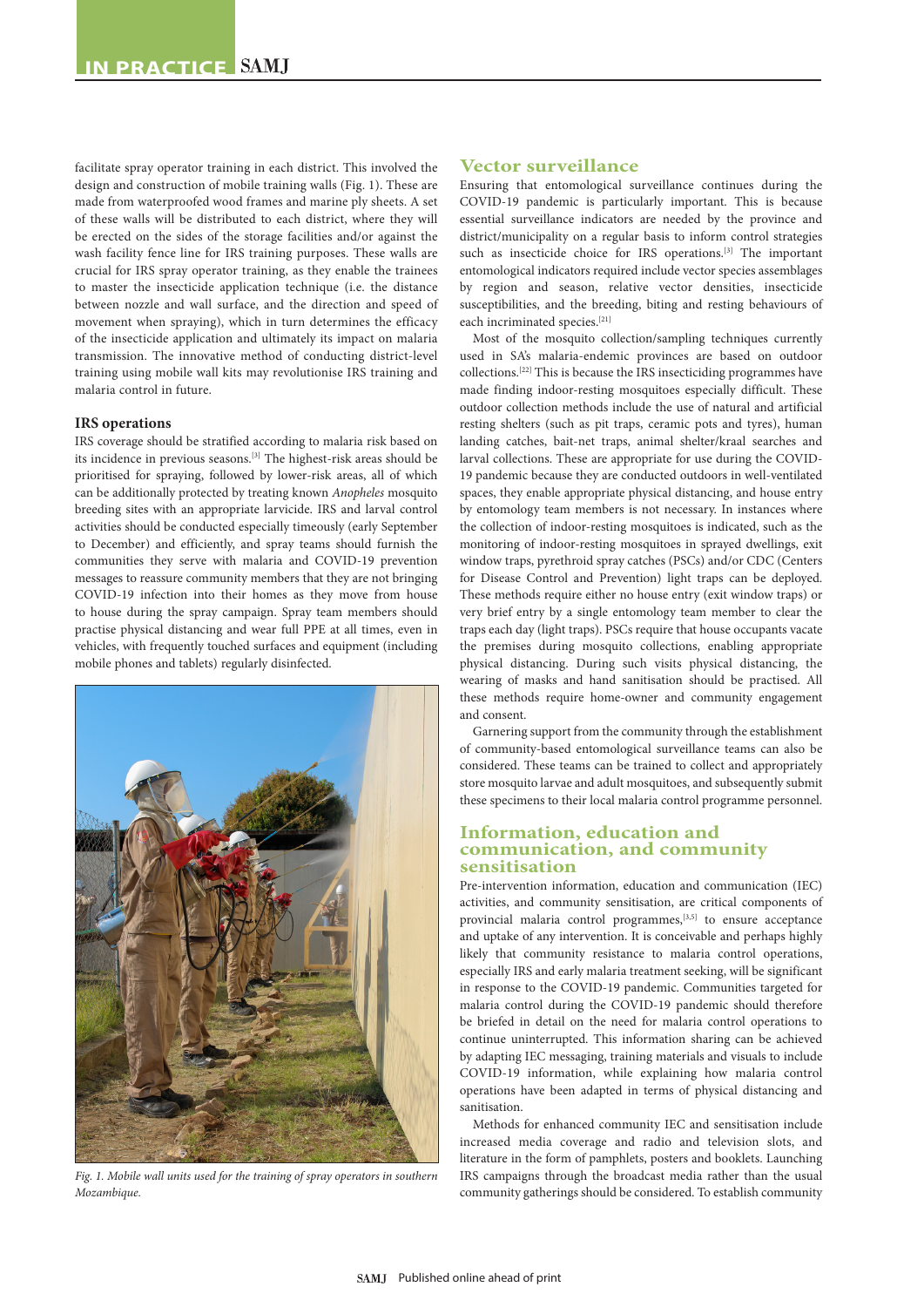facilitate spray operator training in each district. This involved the design and construction of mobile training walls (Fig. 1). These are made from waterproofed wood frames and marine ply sheets. A set of these walls will be distributed to each district, where they will be erected on the sides of the storage facilities and/or against the wash facility fence line for IRS training purposes. These walls are crucial for IRS spray operator training, as they enable the trainees to master the insecticide application technique (i.e. the distance between nozzle and wall surface, and the direction and speed of movement when spraying), which in turn determines the efficacy of the insecticide application and ultimately its impact on malaria transmission. The innovative method of conducting district-level training using mobile wall kits may revolutionise IRS training and malaria control in future.

### IRS operations

IRS coverage should be stratified according to malaria risk based on its incidence in previous seasons.[3] The highest-risk areas should be prioritised for spraying, followed by lower-risk areas, all of which can be additionally protected by treating known *Anopheles* mosquito breeding sites with an appropriate larvicide. IRS and larval control activities should be conducted especially timeously (early September to December) and efficiently, and spray teams should furnish the communities they serve with malaria and COVID-19 prevention messages to reassure community members that they are not bringing COVID-19 infection into their homes as they move from house to house during the spray campaign. Spray team members should practise physical distancing and wear full PPE at all times, even in vehicles, with frequently touched surfaces and equipment (including mobile phones and tablets) regularly disinfected.

*Fig. 1. Mobile wall units used for the training of spray operators in southern Mozambique.*

## Vector surveillance

Ensuring that entomological surveillance continues during the COVID-19 pandemic is particularly important. This is because essential surveillance indicators are needed by the province and district/municipality on a regular basis to inform control strategies such as insecticide choice for IRS operations.[3] The important entomological indicators required include vector species assemblages by region and season, relative vector densities, insecticide susceptibilities, and the breeding, biting and resting behaviours of each incriminated species.[21]

Most of the mosquito collection/sampling techniques currently used in SA's malaria-endemic provinces are based on outdoor collections.[22] This is because the IRS insecticiding programmes have made finding indoor-resting mosquitoes especially difficult. These outdoor collection methods include the use of natural and artificial resting shelters (such as pit traps, ceramic pots and tyres), human landing catches, bait-net traps, animal shelter/kraal searches and larval collections. These are appropriate for use during the COVID-19 pandemic because they are conducted outdoors in well-ventilated spaces, they enable appropriate physical distancing, and house entry by entomology team members is not necessary. In instances where the collection of indoor-resting mosquitoes is indicated, such as the monitoring of indoor-resting mosquitoes in sprayed dwellings, exit window traps, pyrethroid spray catches (PSCs) and/or CDC (Centers for Disease Control and Prevention) light traps can be deployed. These methods require either no house entry (exit window traps) or very brief entry by a single entomology team member to clear the traps each day (light traps). PSCs require that house occupants vacate the premises during mosquito collections, enabling appropriate physical distancing. During such visits physical distancing, the wearing of masks and hand sanitisation should be practised. All these methods require home-owner and community engagement and consent.

Garnering support from the community through the establishment of community-based entomological surveillance teams can also be considered. These teams can be trained to collect and appropriately store mosquito larvae and adult mosquitoes, and subsequently submit these specimens to their local malaria control programme personnel.

## Information, education and communication, and community sensitisation

Pre-intervention information, education and communication (IEC) activities, and community sensitisation, are critical components of provincial malaria control programmes,[3,5] to ensure acceptance and uptake of any intervention. It is conceivable and perhaps highly likely that community resistance to malaria control operations, especially IRS and early malaria treatment seeking, will be significant in response to the COVID-19 pandemic. Communities targeted for malaria control during the COVID-19 pandemic should therefore be briefed in detail on the need for malaria control operations to continue uninterrupted. This information sharing can be achieved by adapting IEC messaging, training materials and visuals to include COVID-19 information, while explaining how malaria control operations have been adapted in terms of physical distancing and sanitisation.

Methods for enhanced community IEC and sensitisation include increased media coverage and radio and television slots, and literature in the form of pamphlets, posters and booklets. Launching IRS campaigns through the broadcast media rather than the usual community gatherings should be considered. To establish community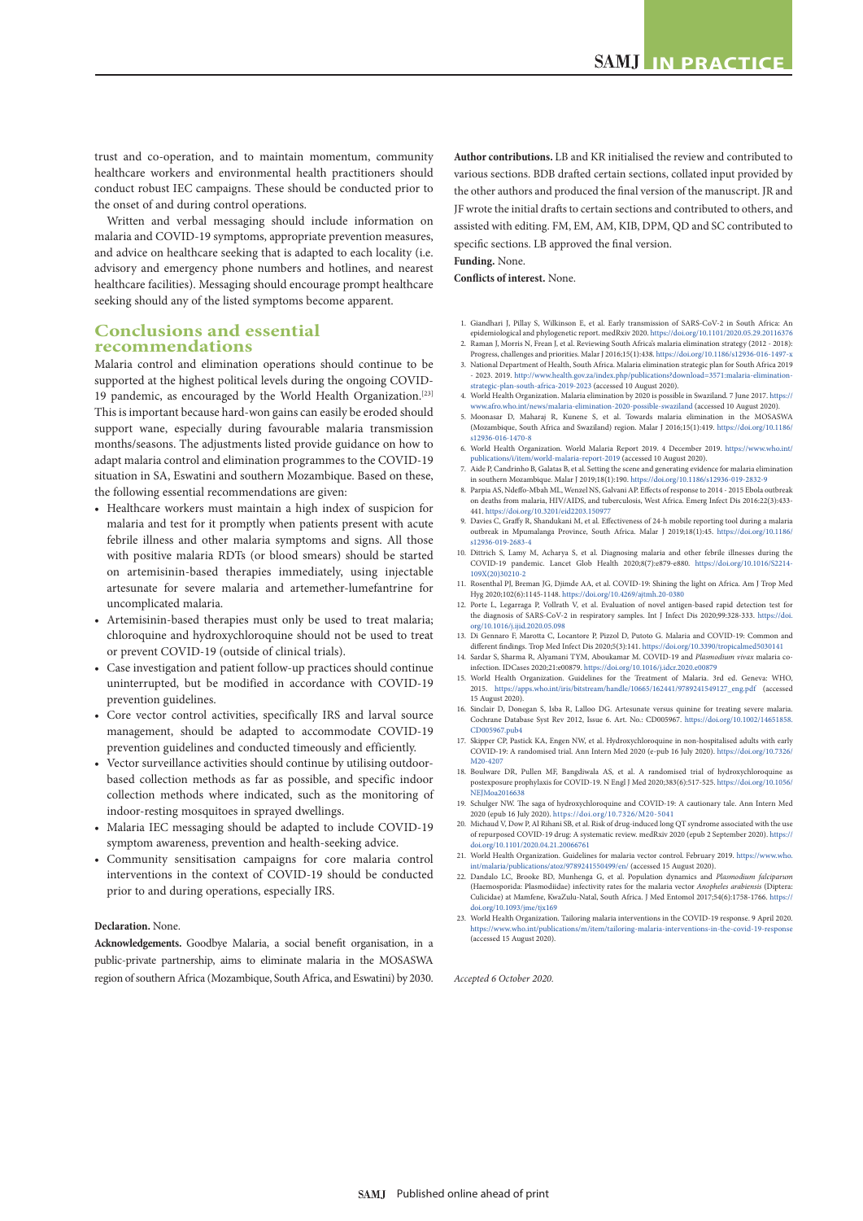trust and co-operation, and to maintain momentum, community healthcare workers and environmental health practitioners should conduct robust IEC campaigns. These should be conducted prior to the onset of and during control operations.

Written and verbal messaging should include information on malaria and COVID-19 symptoms, appropriate prevention measures, and advice on healthcare seeking that is adapted to each locality (i.e. advisory and emergency phone numbers and hotlines, and nearest healthcare facilities). Messaging should encourage prompt healthcare seeking should any of the listed symptoms become apparent.

## Conclusions and essential recommendations

Malaria control and elimination operations should continue to be supported at the highest political levels during the ongoing COVID-19 pandemic, as encouraged by the World Health Organization.[23] This is important because hard-won gains can easily be eroded should support wane, especially during favourable malaria transmission months/seasons. The adjustments listed provide guidance on how to adapt malaria control and elimination programmes to the COVID-19 situation in SA, Eswatini and southern Mozambique. Based on these, the following essential recommendations are given:

- Healthcare workers must maintain a high index of suspicion for malaria and test for it promptly when patients present with acute febrile illness and other malaria symptoms and signs. All those with positive malaria RDTs (or blood smears) should be started on artemisinin-based therapies immediately, using injectable artesunate for severe malaria and artemether-lumefantrine for uncomplicated malaria.
- Artemisinin-based therapies must only be used to treat malaria; chloroquine and hydroxychloroquine should not be used to treat or prevent COVID-19 (outside of clinical trials).
- Case investigation and patient follow-up practices should continue uninterrupted, but be modified in accordance with COVID-19 prevention guidelines.
- Core vector control activities, specifically IRS and larval source management, should be adapted to accommodate COVID-19 prevention guidelines and conducted timeously and efficiently.
- Vector surveillance activities should continue by utilising outdoor-based collection methods as far as possible, and specific indoor collection methods where indicated, such as the monitoring of indoor-resting mosquitoes in sprayed dwellings.
- Malaria IEC messaging should be adapted to include COVID-19 symptom awareness, prevention and health-seeking advice.
- Community sensitisation campaigns for core malaria control interventions in the context of COVID-19 should be conducted prior to and during operations, especially IRS.

**Declaration.** None.

**Acknowledgements.** Goodbye Malaria, a social benefit organisation, in a public-private partnership, aims to eliminate malaria in the MOSASWA region of southern Africa (Mozambique, South Africa, and Eswatini) by 2030.

**Author contributions.** LB and KR initialised the review and contributed to various sections. BDB drafted certain sections, collated input provided by the other authors and produced the final version of the manuscript. JR and JF wrote the initial drafts to certain sections and contributed to others, and assisted with editing. FM, EM, AM, KIB, DPM, QD and SC contributed to specific sections. LB approved the final version.

**Funding.** None.

**Conflicts of interest.** None.

1. Giandhari J, Pillay S, Wilkinson E, et al. Early transmission of SARS-CoV-2 in South Africa: An epidemiological and phylogenetic report. medRxiv 2020. https://doi.org/10.1101/2020.05.29.20116376
2. Raman J, Morris N, Frean J, et al. Reviewing South Africa's malaria elimination strategy (2012 - 2018): Progress, challenges and priorities. Malar J 2016;15(1):438. https://doi.org/10.1186/s12936-016-1497-x
3. National Department of Health, South Africa. Malaria elimination strategic plan for South Africa 2019 - 2023. 2019. http://www.health.gov.za/index.php/publications?download=3571:malaria-elimination-strategic-plan-south-africa-2019-2023 (accessed 10 August 2020).
4. World Health Organization. Malaria elimination by 2020 is possible in Swaziland. 7 June 2017. https://www.afro.who.int/news/malaria-elimination-2020-possible-swaziland (accessed 10 August 2020).
5. Moonasar D, Maharaj R, Kunene S, et al. Towards malaria elimination in the MOSASWA (Mozambique, South Africa and Swaziland) region. Malar J 2016;15(1):419. https://doi.org/10.1186/s12936-016-1470-8
6. World Health Organization. World Malaria Report 2019. 4 December 2019. https://www.who.int/publications/i/item/world-malaria-report-2019 (accessed 10 August 2020).
7. Aide P, Candrinho B, Galatas B, et al. Setting the scene and generating evidence for malaria elimination in southern Mozambique. Malar J 2019;18(1):190. https://doi.org/10.1186/s12936-019-2832-9
8. Parpia AS, Ndeffo-Mbah ML, Wenzel NS, Galvani AP. Effects of response to 2014 - 2015 Ebola outbreak on deaths from malaria, HIV/AIDS, and tuberculosis, West Africa. Emerg Infect Dis 2016:22(3):433-441. https://doi.org/10.3201/eid2203.150977
9. Davies C, Graffy R, Shandukani M, et al. Effectiveness of 24-h mobile reporting tool during a malaria outbreak in Mpumalanga Province, South Africa. Malar J 2019;18(1):45. https://doi.org/10.1186/s12936-019-2683-4
10. Dittrich S, Lamy M, Acharya S, et al. Diagnosing malaria and other febrile illnesses during the COVID-19 pandemic. Lancet Glob Health 2020;8(7):e879-e880. https://doi.org/10.1016/S2214-109X(20)30210-2
11. Rosenthal PJ, Breman JG, Djimde AA, et al. COVID-19: Shining the light on Africa. Am J Trop Med Hyg 2020;102(6):1145-1148. https://doi.org/10.4269/ajtmh.20-0380
12. Porte L, Legarraga P, Vollrath V, et al. Evaluation of novel antigen-based rapid detection test for the diagnosis of SARS-CoV-2 in respiratory samples. Int J Infect Dis 2020;99:328-333. https://doi.org/10.1016/j.ijid.2020.05.098
13. Di Gennaro F, Marotta C, Locantore P, Pizzol D, Putoto G. Malaria and COVID-19: Common and different findings. Trop Med Infect Dis 2020;5(3):141. https://doi.org/10.3390/tropicalmed5030141
14. Sardar S, Sharma R, Alyamani TYM, Aboukamar M. COVID-19 and *Plasmodium vivax* malaria co-infection. IDCases 2020;21:e00879. https://doi.org/10.1016/j.idcr.2020.e00879
15. World Health Organization. Guidelines for the Treatment of Malaria. 3rd ed. Geneva: WHO, 2015. https://apps.who.int/iris/bitstream/handle/10665/162441/9789241549127_eng.pdf (accessed 15 August 2020).
16. Sinclair D, Donegan S, Isba R, Lalloo DG. Artesunate versus quinine for treating severe malaria. Cochrane Database Syst Rev 2012, Issue 6. Art. No.: CD005967. https://doi.org/10.1002/14651858.CD005967.pub4
17. Skipper CP, Pastick KA, Engen NW, et al. Hydroxychloroquine in non-hospitalised adults with early COVID-19: A randomised trial. Ann Intern Med 2020 (e-pub 16 July 2020). https://doi.org/10.7326/M20-4207
18. Boulware DR, Pullen MF, Bangdiwala AS, et al. A randomised trial of hydroxychloroquine as postexposure prophylaxis for COVID-19. N Engl J Med 2020;383(6):517-525. https://doi.org/10.1056/NEJMoa2016638
19. Schulger NW. The saga of hydroxychloroquine and COVID-19: A cautionary tale. Ann Intern Med 2020 (epub 16 July 2020). https://doi.org/10.7326/M20-5041
20. Michaud V, Dow P, Al Rihani SB, et al. Risk of drug-induced long QT syndrome associated with the use of repurposed COVID-19 drug: A systematic review. medRxiv 2020 (epub 2 September 2020). https://doi.org/10.1101/2020.04.21.20066761
21. World Health Organization. Guidelines for malaria vector control. February 2019. https://www.who.int/malaria/publications/atoz/9789241550499/en/ (accessed 15 August 2020).
22. Dandalo LC, Brooke BD, Munhenga G, et al. Population dynamics and *Plasmodium falciparum* (Haemosporida: Plasmodiidae) infectivity rates for the malaria vector *Anopheles arabiensis* (Diptera: Culicidae) at Mamfene, KwaZulu-Natal, South Africa. J Med Entomol 2017;54(6):1758-1766. https://doi.org/10.1093/jme/tjx169
23. World Health Organization. Tailoring malaria interventions in the COVID-19 response. 9 April 2020. https://www.who.int/publications/m/item/tailoring-malaria-interventions-in-the-covid-19-response (accessed 15 August 2020).

*Accepted 6 October 2020.*